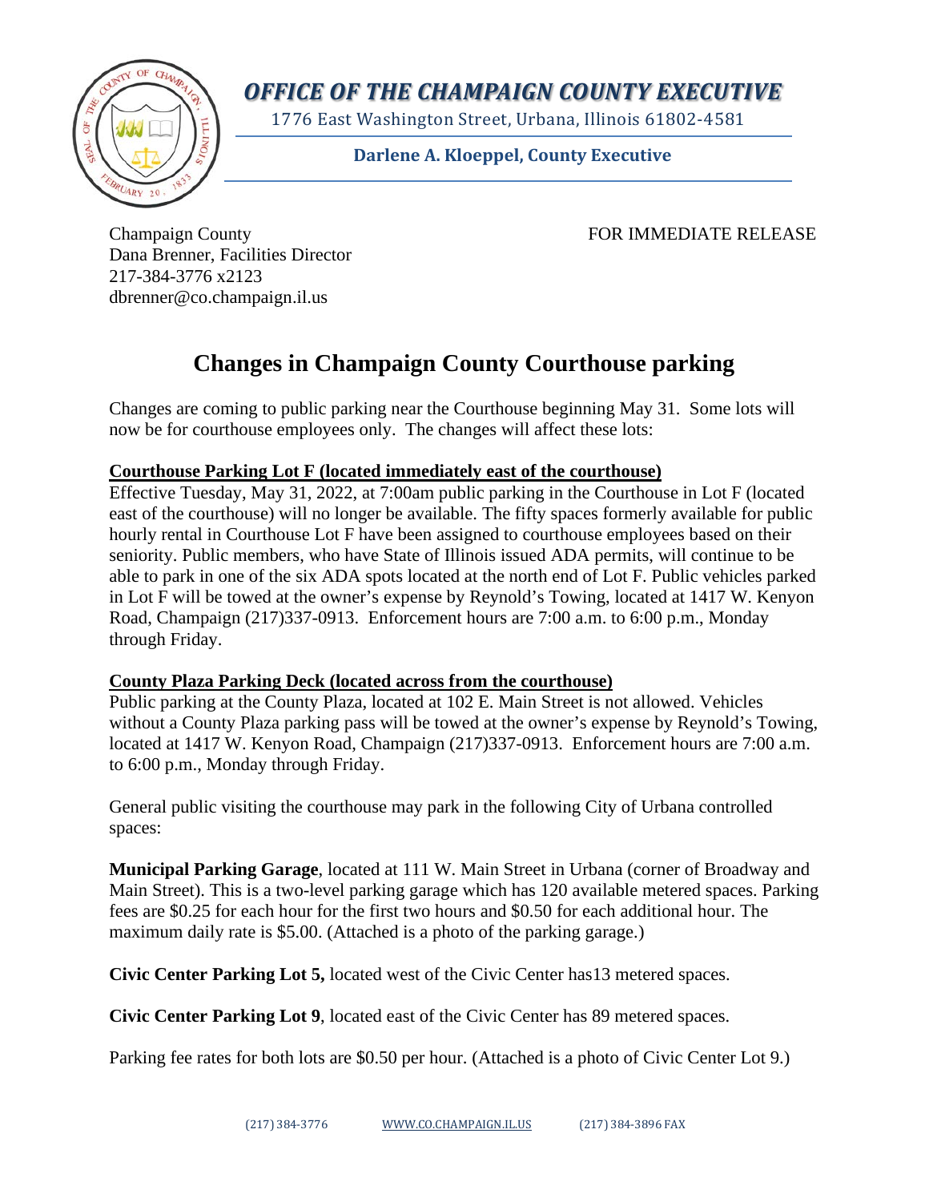# *OFFICE OF THE CHAMPAIGN COUNTY EXECUTIVE*

1776 East Washington Street, Urbana, Illinois 61802-4581

**Darlene A. Kloeppel, County Executive**

Champaign County
Dana Brenner, Facilities Director
217-384-3776 x2123
dbrenner@co.champaign.il.us

FOR IMMEDIATE RELEASE

## Changes in Champaign County Courthouse parking

Changes are coming to public parking near the Courthouse beginning May 31. Some lots will now be for courthouse employees only. The changes will affect these lots:

**Courthouse Parking Lot F (located immediately east of the courthouse)**

Effective Tuesday, May 31, 2022, at 7:00am public parking in the Courthouse in Lot F (located east of the courthouse) will no longer be available. The fifty spaces formerly available for public hourly rental in Courthouse Lot F have been assigned to courthouse employees based on their seniority. Public members, who have State of Illinois issued ADA permits, will continue to be able to park in one of the six ADA spots located at the north end of Lot F. Public vehicles parked in Lot F will be towed at the owner's expense by Reynold's Towing, located at 1417 W. Kenyon Road, Champaign (217)337-0913. Enforcement hours are 7:00 a.m. to 6:00 p.m., Monday through Friday.

**County Plaza Parking Deck (located across from the courthouse)**

Public parking at the County Plaza, located at 102 E. Main Street is not allowed. Vehicles without a County Plaza parking pass will be towed at the owner's expense by Reynold's Towing, located at 1417 W. Kenyon Road, Champaign (217)337-0913. Enforcement hours are 7:00 a.m. to 6:00 p.m., Monday through Friday.

General public visiting the courthouse may park in the following City of Urbana controlled spaces:

**Municipal Parking Garage**, located at 111 W. Main Street in Urbana (corner of Broadway and Main Street). This is a two-level parking garage which has 120 available metered spaces. Parking fees are $0.25 for each hour for the first two hours and $0.50 for each additional hour. The maximum daily rate is $5.00. (Attached is a photo of the parking garage.)

**Civic Center Parking Lot 5,** located west of the Civic Center has13 metered spaces.

**Civic Center Parking Lot 9**, located east of the Civic Center has 89 metered spaces.

Parking fee rates for both lots are $0.50 per hour. (Attached is a photo of Civic Center Lot 9.)

(217) 384-3776 WWW.CO.CHAMPAIGN.IL.US (217) 384-3896 FAX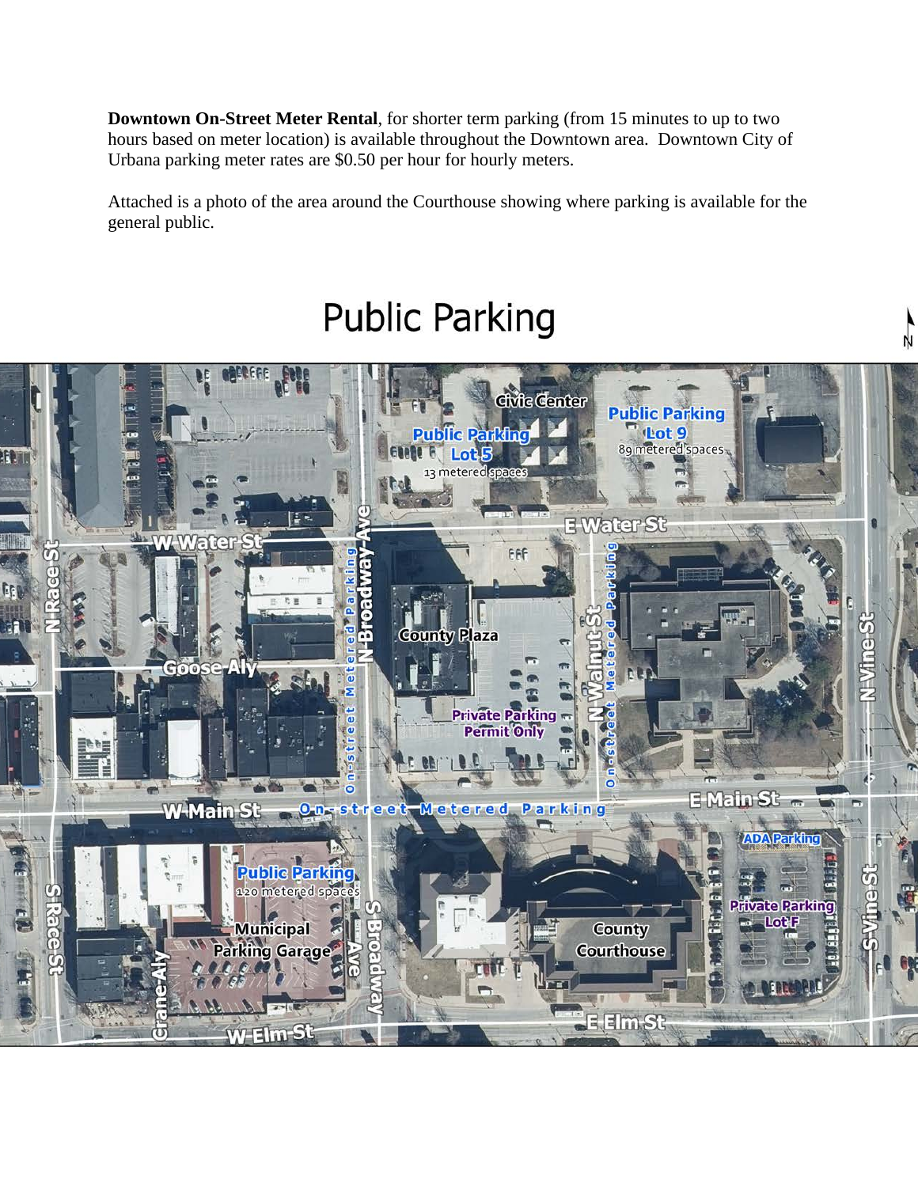**Downtown On-Street Meter Rental**, for shorter term parking (from 15 minutes to up to two hours based on meter location) is available throughout the Downtown area. Downtown City of Urbana parking meter rates are $0.50 per hour for hourly meters.

Attached is a photo of the area around the Courthouse showing where parking is available for the general public.

# Public Parking

N

Civic Center

Public Parking Lot 5
13 metered spaces

Public Parking Lot 9
89 metered spaces

N Race St

W Water St

E Water St

N Broadway Ave

On-street Metered Parking

County Plaza

N Walnut St

On-street Metered Parking

N Vine St

Goose Aly

Private Parking Permit Only

W Main St

On-street Metered Parking

E Main St

ADA Parking

Public Parking
120 metered spaces

Municipal Parking Garage

S Race St

S Broadway Ave

County Courthouse

Private Parking Lot F

S Vine St

Crane Aly

W Elm St

E Elm St